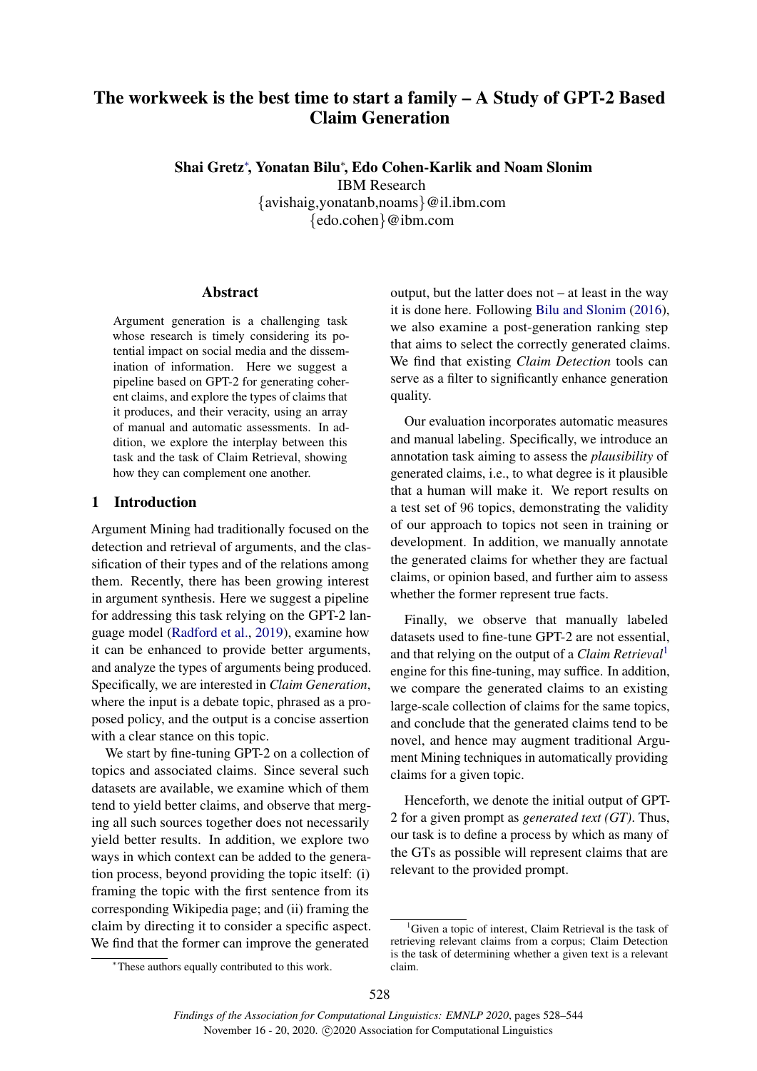# The workweek is the best time to start a family – A Study of GPT-2 Based Claim Generation

**Shai Gretz***, **Yonatan Bilu***, **Edo Cohen-Karlik and Noam Slonim**
IBM Research
{avishaig,yonatanb,noams}@il.ibm.com
{edo.cohen}@ibm.com

## Abstract

Argument generation is a challenging task whose research is timely considering its potential impact on social media and the dissemination of information. Here we suggest a pipeline based on GPT-2 for generating coherent claims, and explore the types of claims that it produces, and their veracity, using an array of manual and automatic assessments. In addition, we explore the interplay between this task and the task of Claim Retrieval, showing how they can complement one another.

## 1 Introduction

Argument Mining had traditionally focused on the detection and retrieval of arguments, and the classification of their types and of the relations among them. Recently, there has been growing interest in argument synthesis. Here we suggest a pipeline for addressing this task relying on the GPT-2 language model (Radford et al., 2019), examine how it can be enhanced to provide better arguments, and analyze the types of arguments being produced. Specifically, we are interested in *Claim Generation*, where the input is a debate topic, phrased as a proposed policy, and the output is a concise assertion with a clear stance on this topic.

We start by fine-tuning GPT-2 on a collection of topics and associated claims. Since several such datasets are available, we examine which of them tend to yield better claims, and observe that merging all such sources together does not necessarily yield better results. In addition, we explore two ways in which context can be added to the generation process, beyond providing the topic itself: (i) framing the topic with the first sentence from its corresponding Wikipedia page; and (ii) framing the claim by directing it to consider a specific aspect. We find that the former can improve the generated output, but the latter does not – at least in the way it is done here. Following Bilu and Slonim (2016), we also examine a post-generation ranking step that aims to select the correctly generated claims. We find that existing *Claim Detection* tools can serve as a filter to significantly enhance generation quality.

Our evaluation incorporates automatic measures and manual labeling. Specifically, we introduce an annotation task aiming to assess the *plausibility* of generated claims, i.e., to what degree is it plausible that a human will make it. We report results on a test set of 96 topics, demonstrating the validity of our approach to topics not seen in training or development. In addition, we manually annotate the generated claims for whether they are factual claims, or opinion based, and further aim to assess whether the former represent true facts.

Finally, we observe that manually labeled datasets used to fine-tune GPT-2 are not essential, and that relying on the output of a *Claim Retrieval*[1] engine for this fine-tuning, may suffice. In addition, we compare the generated claims to an existing large-scale collection of claims for the same topics, and conclude that the generated claims tend to be novel, and hence may augment traditional Argument Mining techniques in automatically providing claims for a given topic.

Henceforth, we denote the initial output of GPT-2 for a given prompt as *generated text (GT)*. Thus, our task is to define a process by which as many of the GTs as possible will represent claims that are relevant to the provided prompt.

---

*These authors equally contributed to this work.

[1] Given a topic of interest, Claim Retrieval is the task of retrieving relevant claims from a corpus; Claim Detection is the task of determining whether a given text is a relevant claim.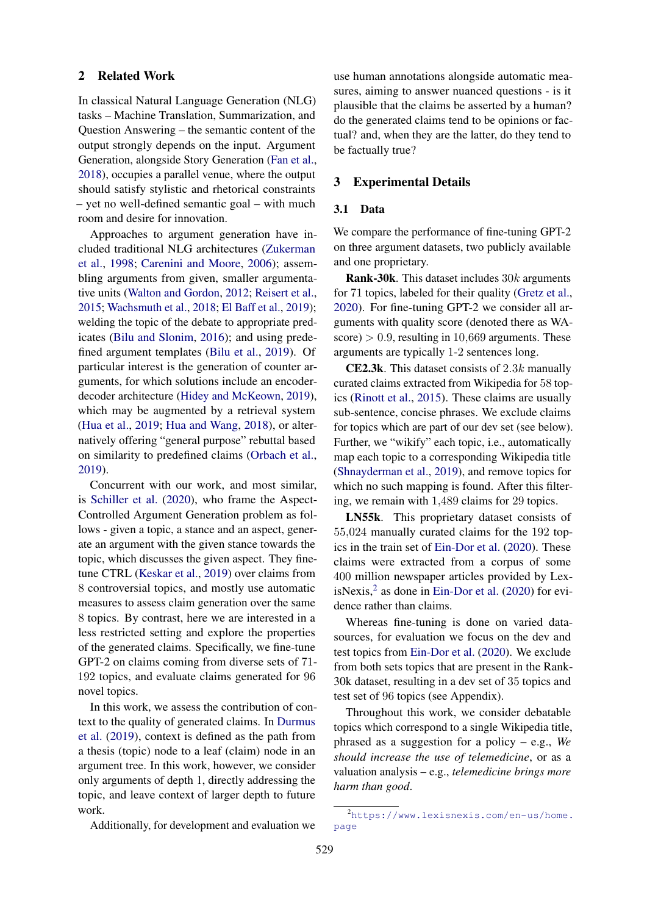## 2 Related Work

In classical Natural Language Generation (NLG) tasks – Machine Translation, Summarization, and Question Answering – the semantic content of the output strongly depends on the input. Argument Generation, alongside Story Generation (Fan et al., 2018), occupies a parallel venue, where the output should satisfy stylistic and rhetorical constraints – yet no well-defined semantic goal – with much room and desire for innovation.

Approaches to argument generation have included traditional NLG architectures (Zukerman et al., 1998; Carenini and Moore, 2006); assembling arguments from given, smaller argumentative units (Walton and Gordon, 2012; Reisert et al., 2015; Wachsmuth et al., 2018; El Baff et al., 2019); welding the topic of the debate to appropriate predicates (Bilu and Slonim, 2016); and using predefined argument templates (Bilu et al., 2019). Of particular interest is the generation of counter arguments, for which solutions include an encoder-decoder architecture (Hidey and McKeown, 2019), which may be augmented by a retrieval system (Hua et al., 2019; Hua and Wang, 2018), or alternatively offering "general purpose" rebuttal based on similarity to predefined claims (Orbach et al., 2019).

Concurrent with our work, and most similar, is Schiller et al. (2020), who frame the Aspect-Controlled Argument Generation problem as follows - given a topic, a stance and an aspect, generate an argument with the given stance towards the topic, which discusses the given aspect. They fine-tune CTRL (Keskar et al., 2019) over claims from 8 controversial topics, and mostly use automatic measures to assess claim generation over the same 8 topics. By contrast, here we are interested in a less restricted setting and explore the properties of the generated claims. Specifically, we fine-tune GPT-2 on claims coming from diverse sets of 71-192 topics, and evaluate claims generated for 96 novel topics.

In this work, we assess the contribution of context to the quality of generated claims. In Durmus et al. (2019), context is defined as the path from a thesis (topic) node to a leaf (claim) node in an argument tree. In this work, however, we consider only arguments of depth 1, directly addressing the topic, and leave context of larger depth to future work.

Additionally, for development and evaluation we use human annotations alongside automatic measures, aiming to answer nuanced questions - is it plausible that the claims be asserted by a human? do the generated claims tend to be opinions or factual? and, when they are the latter, do they tend to be factually true?

## 3 Experimental Details

### 3.1 Data

We compare the performance of fine-tuning GPT-2 on three argument datasets, two publicly available and one proprietary.

**Rank-30k**. This dataset includes $30k$ arguments for 71 topics, labeled for their quality (Gretz et al., 2020). For fine-tuning GPT-2 we consider all arguments with quality score (denoted there as WA-score) $> 0.9$, resulting in 10,669 arguments. These arguments are typically 1-2 sentences long.

**CE2.3k**. This dataset consists of $2.3k$ manually curated claims extracted from Wikipedia for 58 topics (Rinott et al., 2015). These claims are usually sub-sentence, concise phrases. We exclude claims for topics which are part of our dev set (see below). Further, we "wikify" each topic, i.e., automatically map each topic to a corresponding Wikipedia title (Shnayderman et al., 2019), and remove topics for which no such mapping is found. After this filtering, we remain with 1,489 claims for 29 topics.

**LN55k**. This proprietary dataset consists of 55,024 manually curated claims for the 192 topics in the train set of Ein-Dor et al. (2020). These claims were extracted from a corpus of some 400 million newspaper articles provided by LexisNexis,[2] as done in Ein-Dor et al. (2020) for evidence rather than claims.

Whereas fine-tuning is done on varied data-sources, for evaluation we focus on the dev and test topics from Ein-Dor et al. (2020). We exclude from both sets topics that are present in the Rank-30k dataset, resulting in a dev set of 35 topics and test set of 96 topics (see Appendix).

Throughout this work, we consider debatable topics which correspond to a single Wikipedia title, phrased as a suggestion for a policy – e.g., *We should increase the use of telemedicine*, or as a valuation analysis – e.g., *telemedicine brings more harm than good*.

[2] https://www.lexisnexis.com/en-us/home.page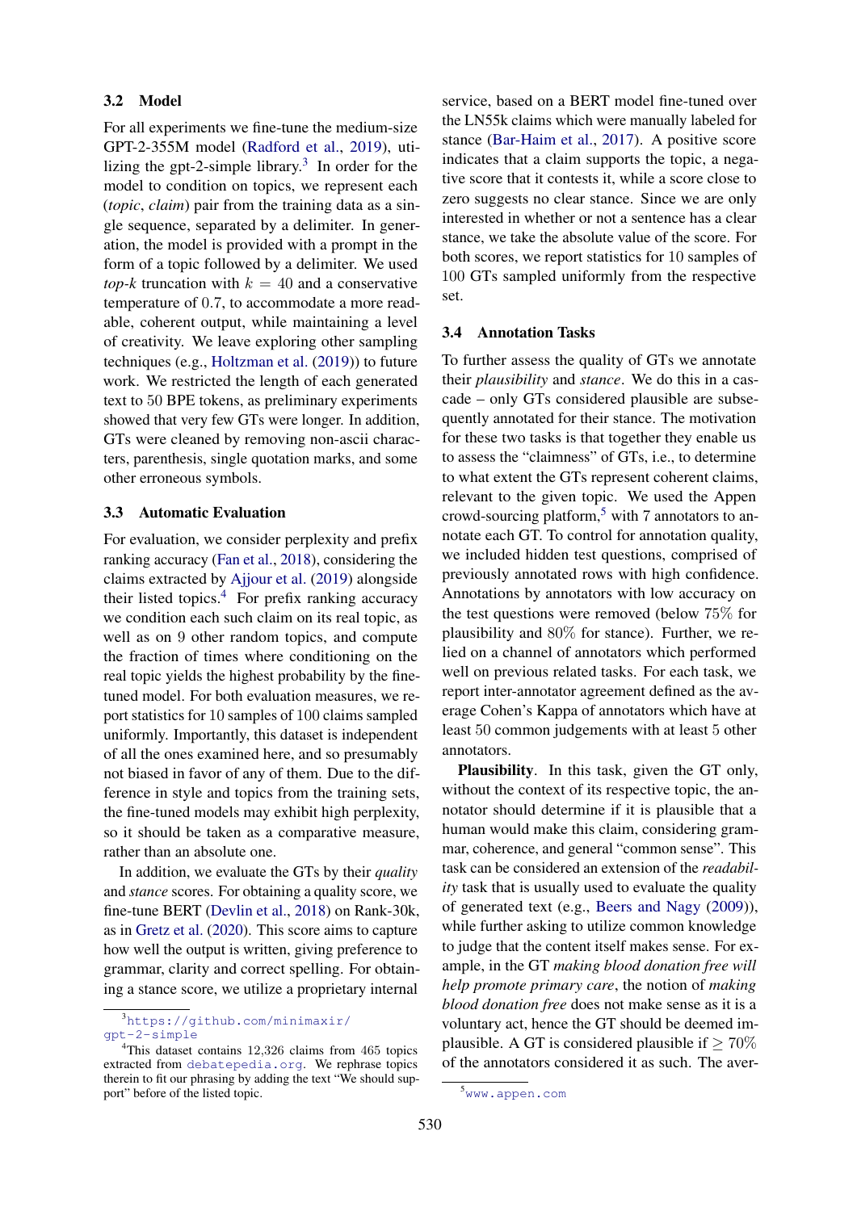### 3.2 Model

For all experiments we fine-tune the medium-size GPT-2-355M model (Radford et al., 2019), utilizing the gpt-2-simple library.[3] In order for the model to condition on topics, we represent each (*topic*, *claim*) pair from the training data as a single sequence, separated by a delimiter. In generation, the model is provided with a prompt in the form of a topic followed by a delimiter. We used *top-k* truncation with $k = 40$ and a conservative temperature of 0.7, to accommodate a more readable, coherent output, while maintaining a level of creativity. We leave exploring other sampling techniques (e.g., Holtzman et al. (2019)) to future work. We restricted the length of each generated text to 50 BPE tokens, as preliminary experiments showed that very few GTs were longer. In addition, GTs were cleaned by removing non-ascii characters, parenthesis, single quotation marks, and some other erroneous symbols.

### 3.3 Automatic Evaluation

For evaluation, we consider perplexity and prefix ranking accuracy (Fan et al., 2018), considering the claims extracted by Ajjour et al. (2019) alongside their listed topics.[4] For prefix ranking accuracy we condition each such claim on its real topic, as well as on 9 other random topics, and compute the fraction of times where conditioning on the real topic yields the highest probability by the fine-tuned model. For both evaluation measures, we report statistics for 10 samples of 100 claims sampled uniformly. Importantly, this dataset is independent of all the ones examined here, and so presumably not biased in favor of any of them. Due to the difference in style and topics from the training sets, the fine-tuned models may exhibit high perplexity, so it should be taken as a comparative measure, rather than an absolute one.

In addition, we evaluate the GTs by their *quality* and *stance* scores. For obtaining a quality score, we fine-tune BERT (Devlin et al., 2018) on Rank-30k, as in Gretz et al. (2020). This score aims to capture how well the output is written, giving preference to grammar, clarity and correct spelling. For obtaining a stance score, we utilize a proprietary internal service, based on a BERT model fine-tuned over the LN55k claims which were manually labeled for stance (Bar-Haim et al., 2017). A positive score indicates that a claim supports the topic, a negative score that it contests it, while a score close to zero suggests no clear stance. Since we are only interested in whether or not a sentence has a clear stance, we take the absolute value of the score. For both scores, we report statistics for 10 samples of 100 GTs sampled uniformly from the respective set.

### 3.4 Annotation Tasks

To further assess the quality of GTs we annotate their *plausibility* and *stance*. We do this in a cascade – only GTs considered plausible are subsequently annotated for their stance. The motivation for these two tasks is that together they enable us to assess the "claimness" of GTs, i.e., to determine to what extent the GTs represent coherent claims, relevant to the given topic. We used the Appen crowd-sourcing platform,[5] with 7 annotators to annotate each GT. To control for annotation quality, we included hidden test questions, comprised of previously annotated rows with high confidence. Annotations by annotators with low accuracy on the test questions were removed (below 75% for plausibility and 80% for stance). Further, we relied on a channel of annotators which performed well on previous related tasks. For each task, we report inter-annotator agreement defined as the average Cohen's Kappa of annotators which have at least 50 common judgements with at least 5 other annotators.

**Plausibility**. In this task, given the GT only, without the context of its respective topic, the annotator should determine if it is plausible that a human would make this claim, considering grammar, coherence, and general "common sense". This task can be considered an extension of the *readability* task that is usually used to evaluate the quality of generated text (e.g., Beers and Nagy (2009)), while further asking to utilize common knowledge to judge that the content itself makes sense. For example, in the GT *making blood donation free will help promote primary care*, the notion of *making blood donation free* does not make sense as it is a voluntary act, hence the GT should be deemed implausible. A GT is considered plausible if $\geq 70\%$ of the annotators considered it as such. The aver-

[3] https://github.com/minimaxir/gpt-2-simple

[4] This dataset contains 12,326 claims from 465 topics extracted from debatepedia.org. We rephrase topics therein to fit our phrasing by adding the text "We should support" before of the listed topic.

[5] www.appen.com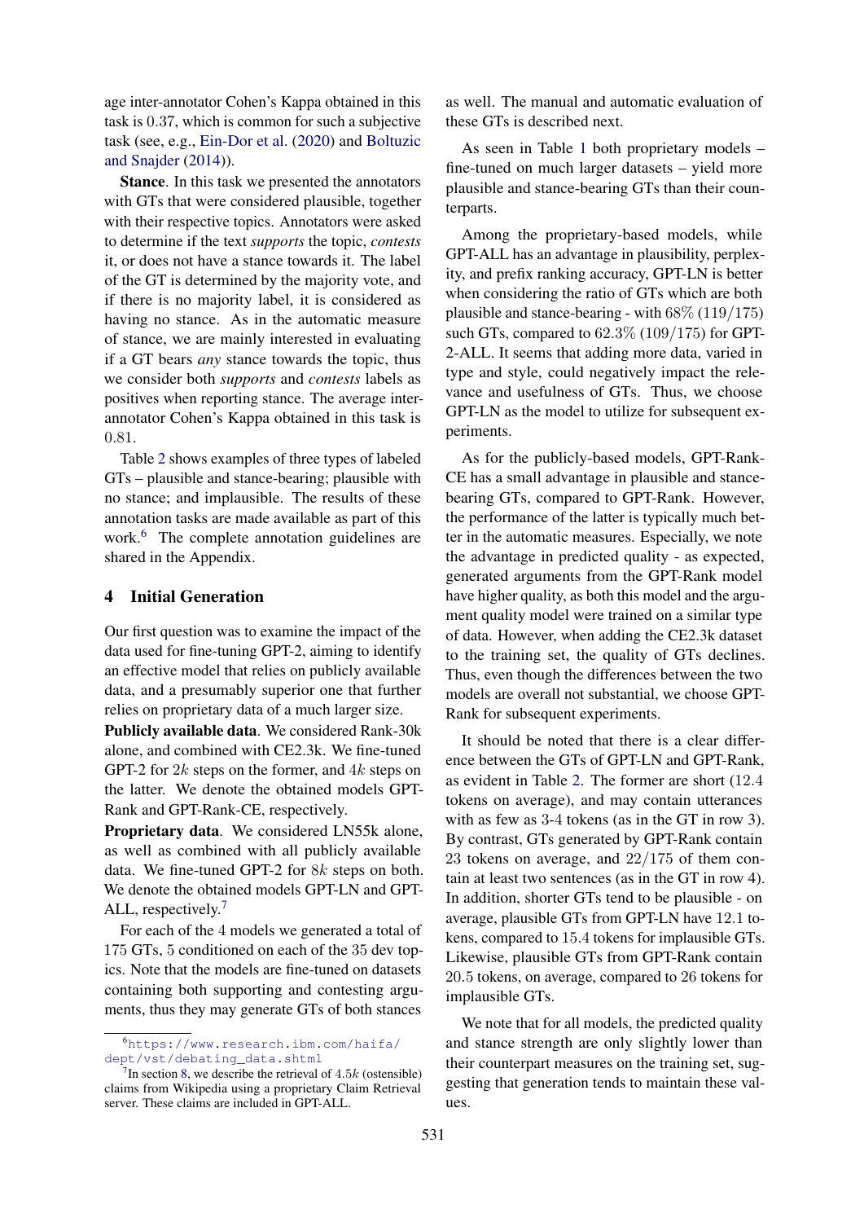age inter-annotator Cohen's Kappa obtained in this task is 0.37, which is common for such a subjective task (see, e.g., Ein-Dor et al. (2020) and Boltuzic and Snajder (2014)).

**Stance**. In this task we presented the annotators with GTs that were considered plausible, together with their respective topics. Annotators were asked to determine if the text *supports* the topic, *contests* it, or does not have a stance towards it. The label of the GT is determined by the majority vote, and if there is no majority label, it is considered as having no stance. As in the automatic measure of stance, we are mainly interested in evaluating if a GT bears *any* stance towards the topic, thus we consider both *supports* and *contests* labels as positives when reporting stance. The average inter-annotator Cohen's Kappa obtained in this task is 0.81.

Table 2 shows examples of three types of labeled GTs – plausible and stance-bearing; plausible with no stance; and implausible. The results of these annotation tasks are made available as part of this work.[6] The complete annotation guidelines are shared in the Appendix.

## 4 Initial Generation

Our first question was to examine the impact of the data used for fine-tuning GPT-2, aiming to identify an effective model that relies on publicly available data, and a presumably superior one that further relies on proprietary data of a much larger size.

**Publicly available data**. We considered Rank-30k alone, and combined with CE2.3k. We fine-tuned GPT-2 for $2k$ steps on the former, and $4k$ steps on the latter. We denote the obtained models GPT-Rank and GPT-Rank-CE, respectively.

**Proprietary data**. We considered LN55k alone, as well as combined with all publicly available data. We fine-tuned GPT-2 for $8k$ steps on both. We denote the obtained models GPT-LN and GPT-ALL, respectively.[7]

For each of the 4 models we generated a total of 175 GTs, 5 conditioned on each of the 35 dev topics. Note that the models are fine-tuned on datasets containing both supporting and contesting arguments, thus they may generate GTs of both stances as well. The manual and automatic evaluation of these GTs is described next.

As seen in Table 1 both proprietary models – fine-tuned on much larger datasets – yield more plausible and stance-bearing GTs than their counterparts.

Among the proprietary-based models, while GPT-ALL has an advantage in plausibility, perplexity, and prefix ranking accuracy, GPT-LN is better when considering the ratio of GTs which are both plausible and stance-bearing - with 68% (119/175) such GTs, compared to 62.3% (109/175) for GPT-2-ALL. It seems that adding more data, varied in type and style, could negatively impact the relevance and usefulness of GTs. Thus, we choose GPT-LN as the model to utilize for subsequent experiments.

As for the publicly-based models, GPT-Rank-CE has a small advantage in plausible and stance-bearing GTs, compared to GPT-Rank. However, the performance of the latter is typically much better in the automatic measures. Especially, we note the advantage in predicted quality - as expected, generated arguments from the GPT-Rank model have higher quality, as both this model and the argument quality model were trained on a similar type of data. However, when adding the CE2.3k dataset to the training set, the quality of GTs declines. Thus, even though the differences between the two models are overall not substantial, we choose GPT-Rank for subsequent experiments.

It should be noted that there is a clear difference between the GTs of GPT-LN and GPT-Rank, as evident in Table 2. The former are short (12.4 tokens on average), and may contain utterances with as few as 3-4 tokens (as in the GT in row 3). By contrast, GTs generated by GPT-Rank contain 23 tokens on average, and 22/175 of them contain at least two sentences (as in the GT in row 4). In addition, shorter GTs tend to be plausible - on average, plausible GTs from GPT-LN have 12.1 tokens, compared to 15.4 tokens for implausible GTs. Likewise, plausible GTs from GPT-Rank contain 20.5 tokens, on average, compared to 26 tokens for implausible GTs.

We note that for all models, the predicted quality and stance strength are only slightly lower than their counterpart measures on the training set, suggesting that generation tends to maintain these values.

[6] https://www.research.ibm.com/haifa/dept/vst/debating_data.shtml

[7] In section 8, we describe the retrieval of $4.5k$ (ostensible) claims from Wikipedia using a proprietary Claim Retrieval server. These claims are included in GPT-ALL.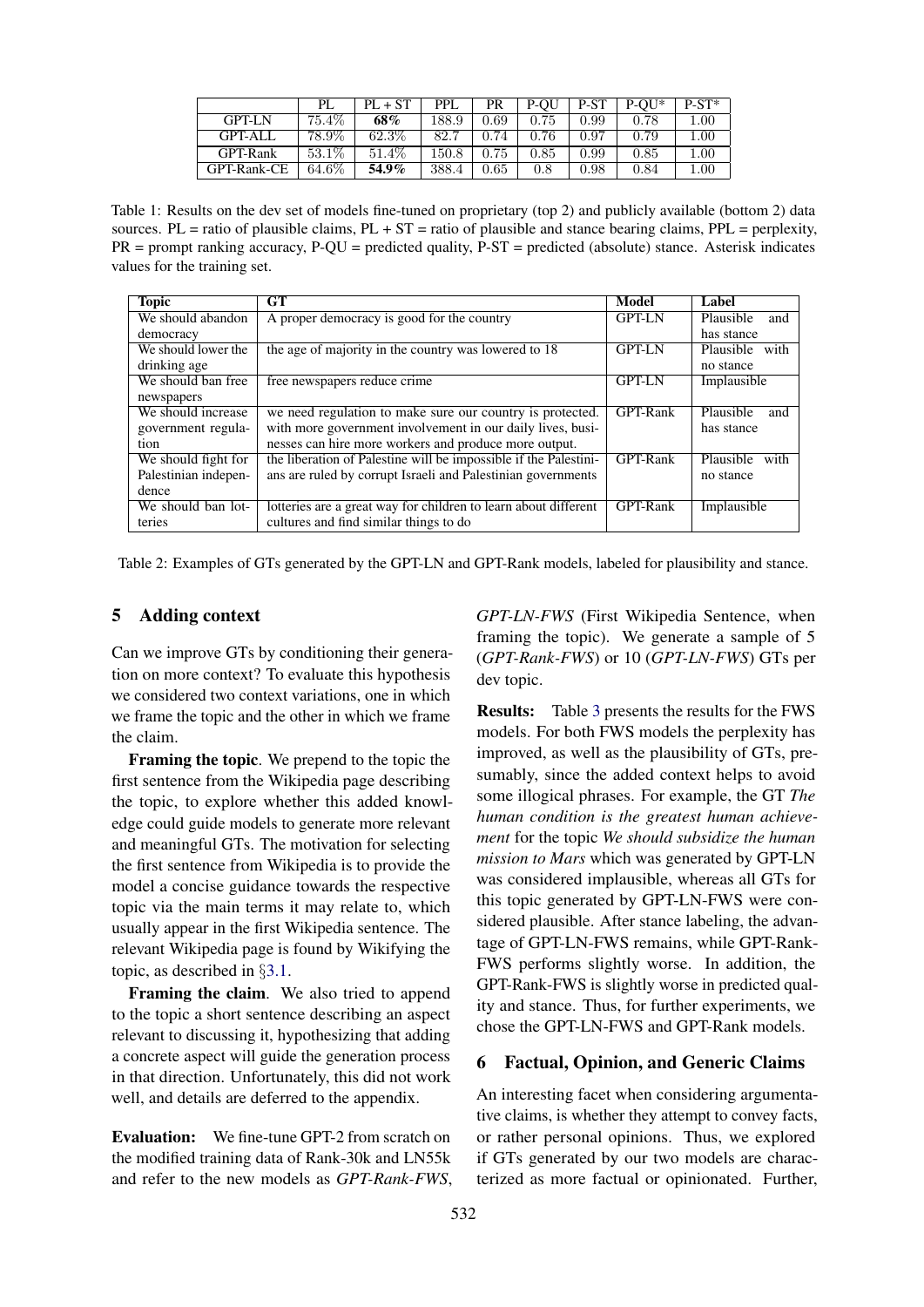| | PL | PL + ST | PPL | PR | P-QU | P-ST | P-QU* | P-ST* |
|---|---|---|---|---|---|---|---|---|
| GPT-LN | 75.4% | **68%** | 188.9 | 0.69 | 0.75 | 0.99 | 0.78 | 1.00 |
| GPT-ALL | 78.9% | 62.3% | 82.7 | 0.74 | 0.76 | 0.97 | 0.79 | 1.00 |
| GPT-Rank | 53.1% | 51.4% | 150.8 | 0.75 | 0.85 | 0.99 | 0.85 | 1.00 |
| GPT-Rank-CE | 64.6% | **54.9%** | 388.4 | 0.65 | 0.8 | 0.98 | 0.84 | 1.00 |

Table 1: Results on the dev set of models fine-tuned on proprietary (top 2) and publicly available (bottom 2) data sources. PL = ratio of plausible claims, PL + ST = ratio of plausible and stance bearing claims, PPL = perplexity, PR = prompt ranking accuracy, P-QU = predicted quality, P-ST = predicted (absolute) stance. Asterisk indicates values for the training set.

| Topic | GT | Model | Label |
|---|---|---|---|
| We should abandon democracy | A proper democracy is good for the country | GPT-LN | Plausible and has stance |
| We should lower the drinking age | the age of majority in the country was lowered to 18 | GPT-LN | Plausible with no stance |
| We should ban free newspapers | free newspapers reduce crime | GPT-LN | Implausible |
| We should increase government regulation | we need regulation to make sure our country is protected. with more government involvement in our daily lives, businesses can hire more workers and produce more output. | GPT-Rank | Plausible and has stance |
| We should fight for Palestinian independence | the liberation of Palestine will be impossible if the Palestinians are ruled by corrupt Israeli and Palestinian governments | GPT-Rank | Plausible with no stance |
| We should ban lotteries | lotteries are a great way for children to learn about different cultures and find similar things to do | GPT-Rank | Implausible |

Table 2: Examples of GTs generated by the GPT-LN and GPT-Rank models, labeled for plausibility and stance.

## 5 Adding context

Can we improve GTs by conditioning their generation on more context? To evaluate this hypothesis we considered two context variations, one in which we frame the topic and the other in which we frame the claim.

**Framing the topic**. We prepend to the topic the first sentence from the Wikipedia page describing the topic, to explore whether this added knowledge could guide models to generate more relevant and meaningful GTs. The motivation for selecting the first sentence from Wikipedia is to provide the model a concise guidance towards the respective topic via the main terms it may relate to, which usually appear in the first Wikipedia sentence. The relevant Wikipedia page is found by Wikifying the topic, as described in §3.1.

**Framing the claim**. We also tried to append to the topic a short sentence describing an aspect relevant to discussing it, hypothesizing that adding a concrete aspect will guide the generation process in that direction. Unfortunately, this did not work well, and details are deferred to the appendix.

**Evaluation:** We fine-tune GPT-2 from scratch on the modified training data of Rank-30k and LN55k and refer to the new models as *GPT-Rank-FWS*, *GPT-LN-FWS* (First Wikipedia Sentence, when framing the topic). We generate a sample of 5 (*GPT-Rank-FWS*) or 10 (*GPT-LN-FWS*) GTs per dev topic.

**Results:** Table 3 presents the results for the FWS models. For both FWS models the perplexity has improved, as well as the plausibility of GTs, presumably, since the added context helps to avoid some illogical phrases. For example, the GT *The human condition is the greatest human achievement* for the topic *We should subsidize the human mission to Mars* which was generated by GPT-LN was considered implausible, whereas all GTs for this topic generated by GPT-LN-FWS were considered plausible. After stance labeling, the advantage of GPT-LN-FWS remains, while GPT-Rank-FWS performs slightly worse. In addition, the GPT-Rank-FWS is slightly worse in predicted quality and stance. Thus, for further experiments, we chose the GPT-LN-FWS and GPT-Rank models.

## 6 Factual, Opinion, and Generic Claims

An interesting facet when considering argumentative claims, is whether they attempt to convey facts, or rather personal opinions. Thus, we explored if GTs generated by our two models are characterized as more factual or opinionated. Further,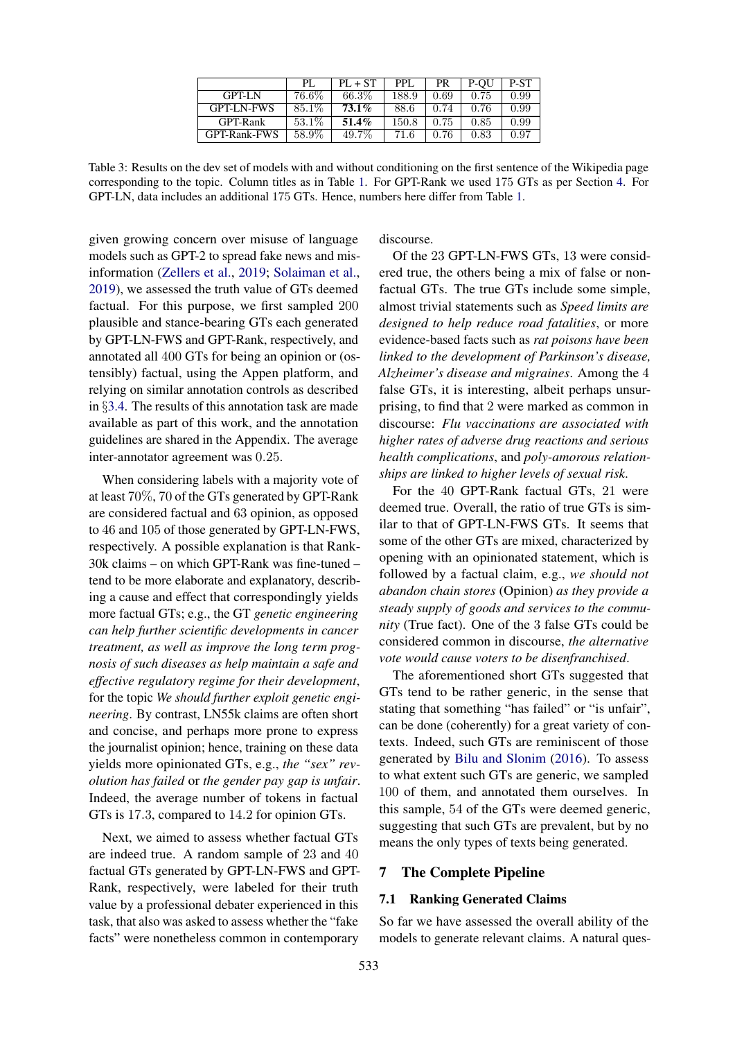|  | PL | PL + ST | PPL | PR | P-QU | P-ST |
|---|---|---|---|---|---|---|
| GPT-LN | 76.6% | 66.3% | 188.9 | 0.69 | 0.75 | 0.99 |
| GPT-LN-FWS | 85.1% | **73.1%** | 88.6 | 0.74 | 0.76 | 0.99 |
| GPT-Rank | 53.1% | **51.4%** | 150.8 | 0.75 | 0.85 | 0.99 |
| GPT-Rank-FWS | 58.9% | 49.7% | 71.6 | 0.76 | 0.83 | 0.97 |

Table 3: Results on the dev set of models with and without conditioning on the first sentence of the Wikipedia page corresponding to the topic. Column titles as in Table 1. For GPT-Rank we used 175 GTs as per Section 4. For GPT-LN, data includes an additional 175 GTs. Hence, numbers here differ from Table 1.

given growing concern over misuse of language models such as GPT-2 to spread fake news and misinformation (Zellers et al., 2019; Solaiman et al., 2019), we assessed the truth value of GTs deemed factual. For this purpose, we first sampled 200 plausible and stance-bearing GTs each generated by GPT-LN-FWS and GPT-Rank, respectively, and annotated all 400 GTs for being an opinion or (ostensibly) factual, using the Appen platform, and relying on similar annotation controls as described in §3.4. The results of this annotation task are made available as part of this work, and the annotation guidelines are shared in the Appendix. The average inter-annotator agreement was 0.25.

When considering labels with a majority vote of at least 70%, 70 of the GTs generated by GPT-Rank are considered factual and 63 opinion, as opposed to 46 and 105 of those generated by GPT-LN-FWS, respectively. A possible explanation is that Rank-30k claims – on which GPT-Rank was fine-tuned – tend to be more elaborate and explanatory, describing a cause and effect that correspondingly yields more factual GTs; e.g., the GT *genetic engineering can help further scientific developments in cancer treatment, as well as improve the long term prognosis of such diseases as help maintain a safe and effective regulatory regime for their development*, for the topic *We should further exploit genetic engineering*. By contrast, LN55k claims are often short and concise, and perhaps more prone to express the journalist opinion; hence, training on these data yields more opinionated GTs, e.g., *the "sex" revolution has failed* or *the gender pay gap is unfair*. Indeed, the average number of tokens in factual GTs is 17.3, compared to 14.2 for opinion GTs.

Next, we aimed to assess whether factual GTs are indeed true. A random sample of 23 and 40 factual GTs generated by GPT-LN-FWS and GPT-Rank, respectively, were labeled for their truth value by a professional debater experienced in this task, that also was asked to assess whether the "fake facts" were nonetheless common in contemporary discourse.

Of the 23 GPT-LN-FWS GTs, 13 were considered true, the others being a mix of false or non-factual GTs. The true GTs include some simple, almost trivial statements such as *Speed limits are designed to help reduce road fatalities*, or more evidence-based facts such as *rat poisons have been linked to the development of Parkinson's disease, Alzheimer's disease and migraines*. Among the 4 false GTs, it is interesting, albeit perhaps unsurprising, to find that 2 were marked as common in discourse: *Flu vaccinations are associated with higher rates of adverse drug reactions and serious health complications*, and *poly-amorous relationships are linked to higher levels of sexual risk*.

For the 40 GPT-Rank factual GTs, 21 were deemed true. Overall, the ratio of true GTs is similar to that of GPT-LN-FWS GTs. It seems that some of the other GTs are mixed, characterized by opening with an opinionated statement, which is followed by a factual claim, e.g., *we should not abandon chain stores* (Opinion) *as they provide a steady supply of goods and services to the community* (True fact). One of the 3 false GTs could be considered common in discourse, *the alternative vote would cause voters to be disenfranchised*.

The aforementioned short GTs suggested that GTs tend to be rather generic, in the sense that stating that something "has failed" or "is unfair", can be done (coherently) for a great variety of contexts. Indeed, such GTs are reminiscent of those generated by Bilu and Slonim (2016). To assess to what extent such GTs are generic, we sampled 100 of them, and annotated them ourselves. In this sample, 54 of the GTs were deemed generic, suggesting that such GTs are prevalent, but by no means the only types of texts being generated.

## 7 The Complete Pipeline

### 7.1 Ranking Generated Claims

So far we have assessed the overall ability of the models to generate relevant claims. A natural ques-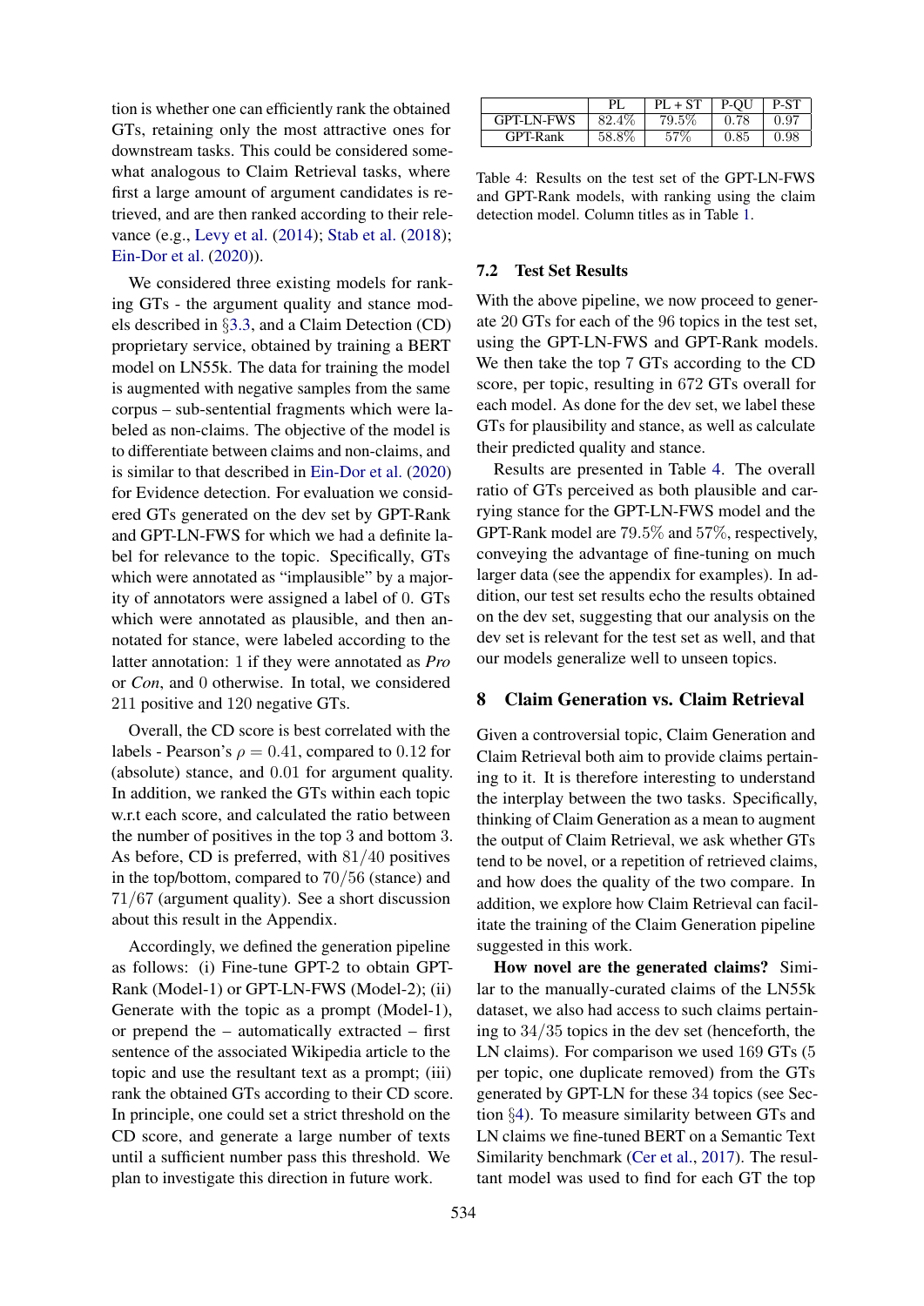tion is whether one can efficiently rank the obtained GTs, retaining only the most attractive ones for downstream tasks. This could be considered somewhat analogous to Claim Retrieval tasks, where first a large amount of argument candidates is retrieved, and are then ranked according to their relevance (e.g., Levy et al. (2014); Stab et al. (2018); Ein-Dor et al. (2020)).

We considered three existing models for ranking GTs - the argument quality and stance models described in §3.3, and a Claim Detection (CD) proprietary service, obtained by training a BERT model on LN55k. The data for training the model is augmented with negative samples from the same corpus – sub-sentential fragments which were labeled as non-claims. The objective of the model is to differentiate between claims and non-claims, and is similar to that described in Ein-Dor et al. (2020) for Evidence detection. For evaluation we considered GTs generated on the dev set by GPT-Rank and GPT-LN-FWS for which we had a definite label for relevance to the topic. Specifically, GTs which were annotated as "implausible" by a majority of annotators were assigned a label of 0. GTs which were annotated as plausible, and then annotated for stance, were labeled according to the latter annotation: 1 if they were annotated as *Pro* or *Con*, and 0 otherwise. In total, we considered 211 positive and 120 negative GTs.

Overall, the CD score is best correlated with the labels - Pearson's $\rho = 0.41$, compared to 0.12 for (absolute) stance, and 0.01 for argument quality. In addition, we ranked the GTs within each topic w.r.t each score, and calculated the ratio between the number of positives in the top 3 and bottom 3. As before, CD is preferred, with $81/40$ positives in the top/bottom, compared to $70/56$ (stance) and $71/67$ (argument quality). See a short discussion about this result in the Appendix.

Accordingly, we defined the generation pipeline as follows: (i) Fine-tune GPT-2 to obtain GPT-Rank (Model-1) or GPT-LN-FWS (Model-2); (ii) Generate with the topic as a prompt (Model-1), or prepend the – automatically extracted – first sentence of the associated Wikipedia article to the topic and use the resultant text as a prompt; (iii) rank the obtained GTs according to their CD score. In principle, one could set a strict threshold on the CD score, and generate a large number of texts until a sufficient number pass this threshold. We plan to investigate this direction in future work.

| | PL | PL + ST | P-QU | P-ST |
|---|---|---|---|---|
| GPT-LN-FWS | 82.4% | 79.5% | 0.78 | 0.97 |
| GPT-Rank | 58.8% | 57% | 0.85 | 0.98 |

Table 4: Results on the test set of the GPT-LN-FWS and GPT-Rank models, with ranking using the claim detection model. Column titles as in Table 1.

### 7.2 Test Set Results

With the above pipeline, we now proceed to generate 20 GTs for each of the 96 topics in the test set, using the GPT-LN-FWS and GPT-Rank models. We then take the top 7 GTs according to the CD score, per topic, resulting in 672 GTs overall for each model. As done for the dev set, we label these GTs for plausibility and stance, as well as calculate their predicted quality and stance.

Results are presented in Table 4. The overall ratio of GTs perceived as both plausible and carrying stance for the GPT-LN-FWS model and the GPT-Rank model are 79.5% and 57%, respectively, conveying the advantage of fine-tuning on much larger data (see the appendix for examples). In addition, our test set results echo the results obtained on the dev set, suggesting that our analysis on the dev set is relevant for the test set as well, and that our models generalize well to unseen topics.

## 8 Claim Generation vs. Claim Retrieval

Given a controversial topic, Claim Generation and Claim Retrieval both aim to provide claims pertaining to it. It is therefore interesting to understand the interplay between the two tasks. Specifically, thinking of Claim Generation as a mean to augment the output of Claim Retrieval, we ask whether GTs tend to be novel, or a repetition of retrieved claims, and how does the quality of the two compare. In addition, we explore how Claim Retrieval can facilitate the training of the Claim Generation pipeline suggested in this work.

**How novel are the generated claims?** Similar to the manually-curated claims of the LN55k dataset, we also had access to such claims pertaining to $34/35$ topics in the dev set (henceforth, the LN claims). For comparison we used 169 GTs (5 per topic, one duplicate removed) from the GTs generated by GPT-LN for these 34 topics (see Section §4). To measure similarity between GTs and LN claims we fine-tuned BERT on a Semantic Text Similarity benchmark (Cer et al., 2017). The resultant model was used to find for each GT the top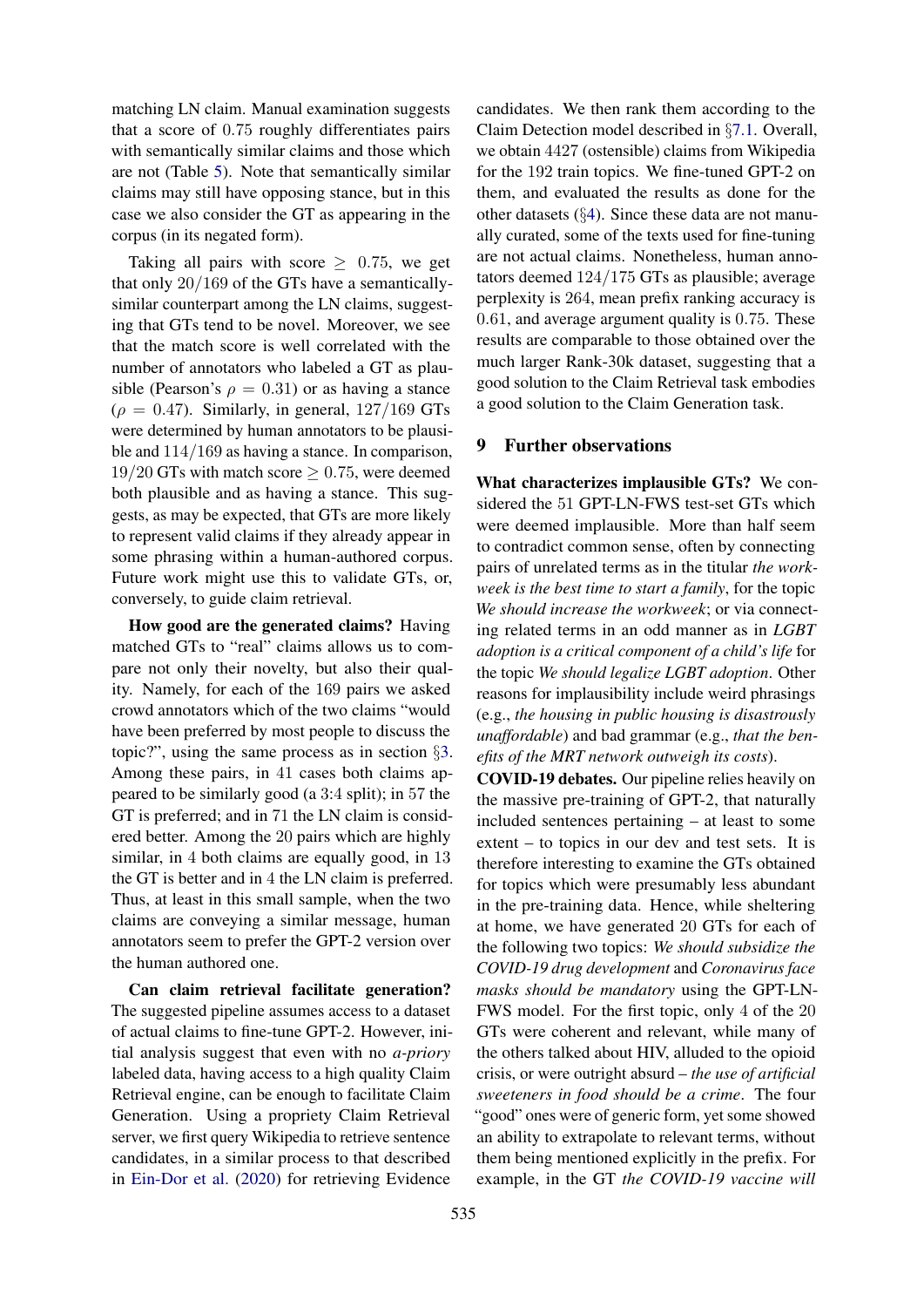matching LN claim. Manual examination suggests that a score of 0.75 roughly differentiates pairs with semantically similar claims and those which are not (Table 5). Note that semantically similar claims may still have opposing stance, but in this case we also consider the GT as appearing in the corpus (in its negated form).

Taking all pairs with score $\geq 0.75$, we get that only $20/169$ of the GTs have a semantically-similar counterpart among the LN claims, suggesting that GTs tend to be novel. Moreover, we see that the match score is well correlated with the number of annotators who labeled a GT as plausible (Pearson's $\rho = 0.31$) or as having a stance ($\rho = 0.47$). Similarly, in general, $127/169$ GTs were determined by human annotators to be plausible and $114/169$ as having a stance. In comparison, $19/20$ GTs with match score $\geq 0.75$, were deemed both plausible and as having a stance. This suggests, as may be expected, that GTs are more likely to represent valid claims if they already appear in some phrasing within a human-authored corpus. Future work might use this to validate GTs, or, conversely, to guide claim retrieval.

**How good are the generated claims?** Having matched GTs to "real" claims allows us to compare not only their novelty, but also their quality. Namely, for each of the 169 pairs we asked crowd annotators which of the two claims "would have been preferred by most people to discuss the topic?", using the same process as in section §3. Among these pairs, in 41 cases both claims appeared to be similarly good (a 3:4 split); in 57 the GT is preferred; and in 71 the LN claim is considered better. Among the 20 pairs which are highly similar, in 4 both claims are equally good, in 13 the GT is better and in 4 the LN claim is preferred. Thus, at least in this small sample, when the two claims are conveying a similar message, human annotators seem to prefer the GPT-2 version over the human authored one.

**Can claim retrieval facilitate generation?** The suggested pipeline assumes access to a dataset of actual claims to fine-tune GPT-2. However, initial analysis suggest that even with no *a-priory* labeled data, having access to a high quality Claim Retrieval engine, can be enough to facilitate Claim Generation. Using a propriety Claim Retrieval server, we first query Wikipedia to retrieve sentence candidates, in a similar process to that described in Ein-Dor et al. (2020) for retrieving Evidence candidates. We then rank them according to the Claim Detection model described in §7.1. Overall, we obtain 4427 (ostensible) claims from Wikipedia for the 192 train topics. We fine-tuned GPT-2 on them, and evaluated the results as done for the other datasets (§4). Since these data are not manually curated, some of the texts used for fine-tuning are not actual claims. Nonetheless, human annotators deemed $124/175$ GTs as plausible; average perplexity is 264, mean prefix ranking accuracy is 0.61, and average argument quality is 0.75. These results are comparable to those obtained over the much larger Rank-30k dataset, suggesting that a good solution to the Claim Retrieval task embodies a good solution to the Claim Generation task.

## 9 Further observations

**What characterizes implausible GTs?** We considered the 51 GPT-LN-FWS test-set GTs which were deemed implausible. More than half seem to contradict common sense, often by connecting pairs of unrelated terms as in the titular *the work-week is the best time to start a family*, for the topic *We should increase the workweek*; or via connecting related terms in an odd manner as in *LGBT adoption is a critical component of a child's life* for the topic *We should legalize LGBT adoption*. Other reasons for implausibility include weird phrasings (e.g., *the housing in public housing is disastrously unaffordable*) and bad grammar (e.g., *that the benefits of the MRT network outweigh its costs*).

**COVID-19 debates.** Our pipeline relies heavily on the massive pre-training of GPT-2, that naturally included sentences pertaining – at least to some extent – to topics in our dev and test sets. It is therefore interesting to examine the GTs obtained for topics which were presumably less abundant in the pre-training data. Hence, while sheltering at home, we have generated 20 GTs for each of the following two topics: *We should subsidize the COVID-19 drug development* and *Coronavirus face masks should be mandatory* using the GPT-LN-FWS model. For the first topic, only 4 of the 20 GTs were coherent and relevant, while many of the others talked about HIV, alluded to the opioid crisis, or were outright absurd – *the use of artificial sweeteners in food should be a crime*. The four "good" ones were of generic form, yet some showed an ability to extrapolate to relevant terms, without them being mentioned explicitly in the prefix. For example, in the GT *the COVID-19 vaccine will*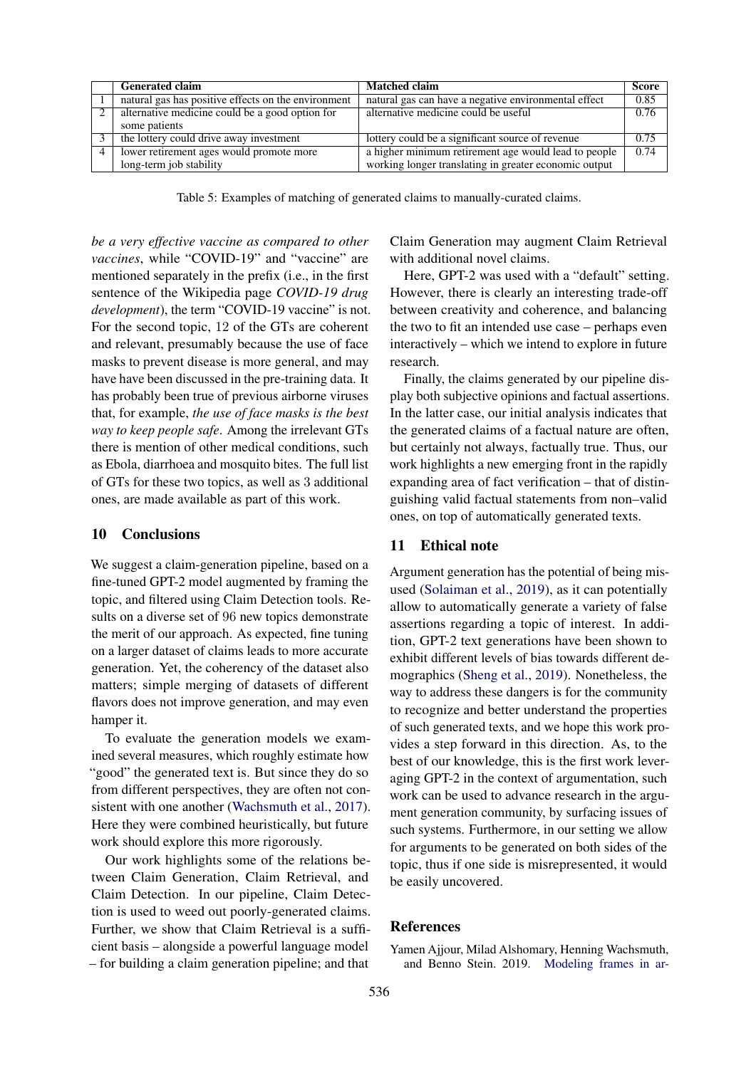|  | Generated claim | Matched claim | Score |
|---|---|---|---|
| 1 | natural gas has positive effects on the environment | natural gas can have a negative environmental effect | 0.85 |
| 2 | alternative medicine could be a good option for some patients | alternative medicine could be useful | 0.76 |
| 3 | the lottery could drive away investment | lottery could be a significant source of revenue | 0.75 |
| 4 | lower retirement ages would promote more long-term job stability | a higher minimum retirement age would lead to people working longer translating in greater economic output | 0.74 |

Table 5: Examples of matching of generated claims to manually-curated claims.

*be a very effective vaccine as compared to other vaccines*, while "COVID-19" and "vaccine" are mentioned separately in the prefix (i.e., in the first sentence of the Wikipedia page *COVID-19 drug development*), the term "COVID-19 vaccine" is not. For the second topic, 12 of the GTs are coherent and relevant, presumably because the use of face masks to prevent disease is more general, and may have have been discussed in the pre-training data. It has probably been true of previous airborne viruses that, for example, *the use of face masks is the best way to keep people safe*. Among the irrelevant GTs there is mention of other medical conditions, such as Ebola, diarrhoea and mosquito bites. The full list of GTs for these two topics, as well as 3 additional ones, are made available as part of this work.

## 10 Conclusions

We suggest a claim-generation pipeline, based on a fine-tuned GPT-2 model augmented by framing the topic, and filtered using Claim Detection tools. Results on a diverse set of 96 new topics demonstrate the merit of our approach. As expected, fine tuning on a larger dataset of claims leads to more accurate generation. Yet, the coherency of the dataset also matters; simple merging of datasets of different flavors does not improve generation, and may even hamper it.

To evaluate the generation models we examined several measures, which roughly estimate how "good" the generated text is. But since they do so from different perspectives, they are often not consistent with one another (Wachsmuth et al., 2017). Here they were combined heuristically, but future work should explore this more rigorously.

Our work highlights some of the relations between Claim Generation, Claim Retrieval, and Claim Detection. In our pipeline, Claim Detection is used to weed out poorly-generated claims. Further, we show that Claim Retrieval is a sufficient basis – alongside a powerful language model – for building a claim generation pipeline; and that Claim Generation may augment Claim Retrieval with additional novel claims.

Here, GPT-2 was used with a "default" setting. However, there is clearly an interesting trade-off between creativity and coherence, and balancing the two to fit an intended use case – perhaps even interactively – which we intend to explore in future research.

Finally, the claims generated by our pipeline display both subjective opinions and factual assertions. In the latter case, our initial analysis indicates that the generated claims of a factual nature are often, but certainly not always, factually true. Thus, our work highlights a new emerging front in the rapidly expanding area of fact verification – that of distinguishing valid factual statements from non–valid ones, on top of automatically generated texts.

## 11 Ethical note

Argument generation has the potential of being misused (Solaiman et al., 2019), as it can potentially allow to automatically generate a variety of false assertions regarding a topic of interest. In addition, GPT-2 text generations have been shown to exhibit different levels of bias towards different demographics (Sheng et al., 2019). Nonetheless, the way to address these dangers is for the community to recognize and better understand the properties of such generated texts, and we hope this work provides a step forward in this direction. As, to the best of our knowledge, this is the first work leveraging GPT-2 in the context of argumentation, such work can be used to advance research in the argument generation community, by surfacing issues of such systems. Furthermore, in our setting we allow for arguments to be generated on both sides of the topic, thus if one side is misrepresented, it would be easily uncovered.

## References

Yamen Ajjour, Milad Alshomary, Henning Wachsmuth, and Benno Stein. 2019. Modeling frames in ar-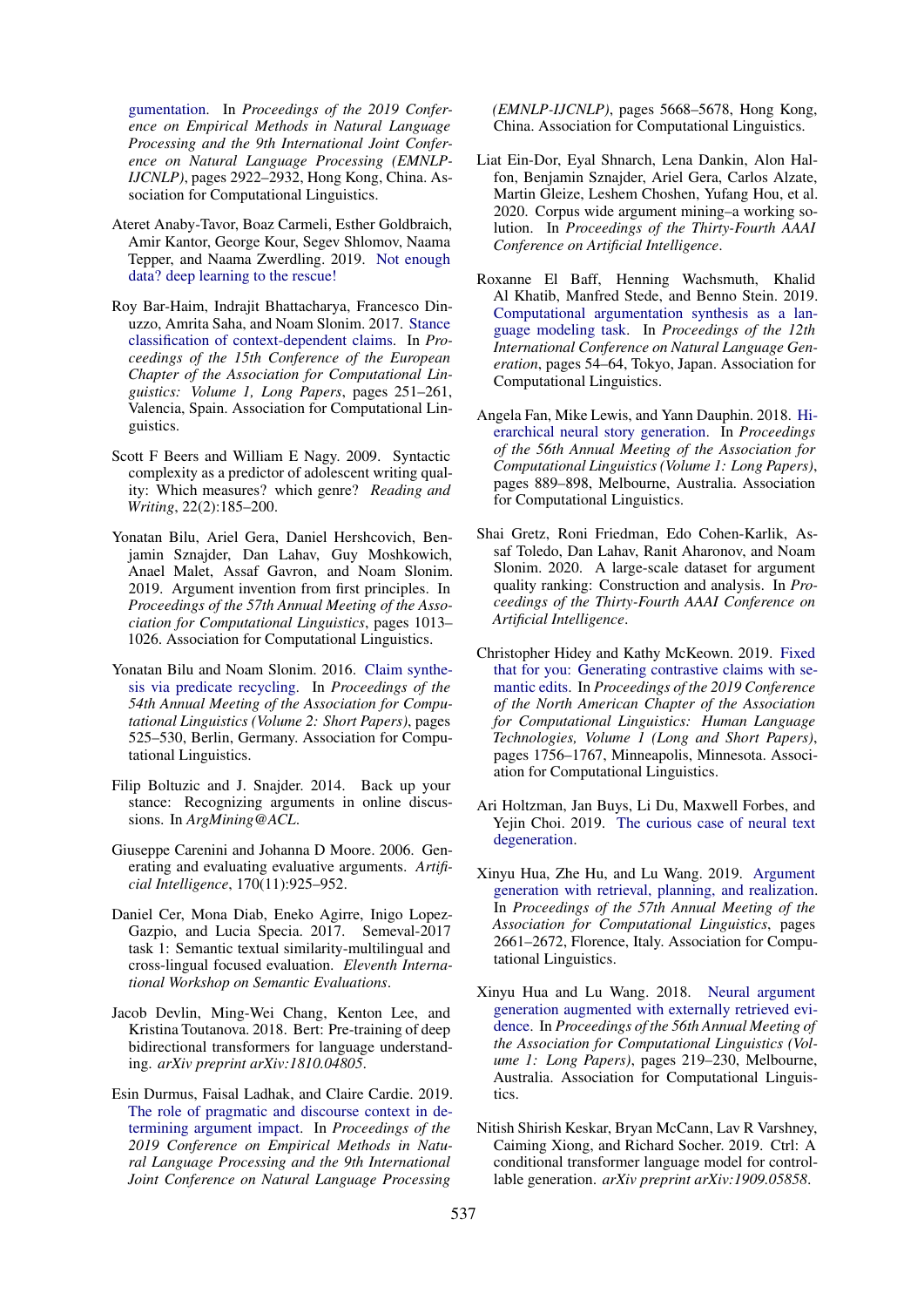gumentation. In *Proceedings of the 2019 Conference on Empirical Methods in Natural Language Processing and the 9th International Joint Conference on Natural Language Processing (EMNLP-IJCNLP)*, pages 2922–2932, Hong Kong, China. Association for Computational Linguistics.

Ateret Anaby-Tavor, Boaz Carmeli, Esther Goldbraich, Amir Kantor, George Kour, Segev Shlomov, Naama Tepper, and Naama Zwerdling. 2019. Not enough data? deep learning to the rescue!

Roy Bar-Haim, Indrajit Bhattacharya, Francesco Dinuzzo, Amrita Saha, and Noam Slonim. 2017. Stance classification of context-dependent claims. In *Proceedings of the 15th Conference of the European Chapter of the Association for Computational Linguistics: Volume 1, Long Papers*, pages 251–261, Valencia, Spain. Association for Computational Linguistics.

Scott F Beers and William E Nagy. 2009. Syntactic complexity as a predictor of adolescent writing quality: Which measures? which genre? *Reading and Writing*, 22(2):185–200.

Yonatan Bilu, Ariel Gera, Daniel Hershcovich, Benjamin Sznajder, Dan Lahav, Guy Moshkowich, Anael Malet, Assaf Gavron, and Noam Slonim. 2019. Argument invention from first principles. In *Proceedings of the 57th Annual Meeting of the Association for Computational Linguistics*, pages 1013–1026. Association for Computational Linguistics.

Yonatan Bilu and Noam Slonim. 2016. Claim synthesis via predicate recycling. In *Proceedings of the 54th Annual Meeting of the Association for Computational Linguistics (Volume 2: Short Papers)*, pages 525–530, Berlin, Germany. Association for Computational Linguistics.

Filip Boltuzic and J. Snajder. 2014. Back up your stance: Recognizing arguments in online discussions. In *ArgMining@ACL*.

Giuseppe Carenini and Johanna D Moore. 2006. Generating and evaluating evaluative arguments. *Artificial Intelligence*, 170(11):925–952.

Daniel Cer, Mona Diab, Eneko Agirre, Inigo Lopez-Gazpio, and Lucia Specia. 2017. Semeval-2017 task 1: Semantic textual similarity-multilingual and cross-lingual focused evaluation. *Eleventh International Workshop on Semantic Evaluations*.

Jacob Devlin, Ming-Wei Chang, Kenton Lee, and Kristina Toutanova. 2018. Bert: Pre-training of deep bidirectional transformers for language understanding. *arXiv preprint arXiv:1810.04805*.

Esin Durmus, Faisal Ladhak, and Claire Cardie. 2019. The role of pragmatic and discourse context in determining argument impact. In *Proceedings of the 2019 Conference on Empirical Methods in Natural Language Processing and the 9th International Joint Conference on Natural Language Processing (EMNLP-IJCNLP)*, pages 5668–5678, Hong Kong, China. Association for Computational Linguistics.

Liat Ein-Dor, Eyal Shnarch, Lena Dankin, Alon Halfon, Benjamin Sznajder, Ariel Gera, Carlos Alzate, Martin Gleize, Leshem Choshen, Yufang Hou, et al. 2020. Corpus wide argument mining–a working solution. In *Proceedings of the Thirty-Fourth AAAI Conference on Artificial Intelligence*.

Roxanne El Baff, Henning Wachsmuth, Khalid Al Khatib, Manfred Stede, and Benno Stein. 2019. Computational argumentation synthesis as a language modeling task. In *Proceedings of the 12th International Conference on Natural Language Generation*, pages 54–64, Tokyo, Japan. Association for Computational Linguistics.

Angela Fan, Mike Lewis, and Yann Dauphin. 2018. Hierarchical neural story generation. In *Proceedings of the 56th Annual Meeting of the Association for Computational Linguistics (Volume 1: Long Papers)*, pages 889–898, Melbourne, Australia. Association for Computational Linguistics.

Shai Gretz, Roni Friedman, Edo Cohen-Karlik, Assaf Toledo, Dan Lahav, Ranit Aharonov, and Noam Slonim. 2020. A large-scale dataset for argument quality ranking: Construction and analysis. In *Proceedings of the Thirty-Fourth AAAI Conference on Artificial Intelligence*.

Christopher Hidey and Kathy McKeown. 2019. Fixed that for you: Generating contrastive claims with semantic edits. In *Proceedings of the 2019 Conference of the North American Chapter of the Association for Computational Linguistics: Human Language Technologies, Volume 1 (Long and Short Papers)*, pages 1756–1767, Minneapolis, Minnesota. Association for Computational Linguistics.

Ari Holtzman, Jan Buys, Li Du, Maxwell Forbes, and Yejin Choi. 2019. The curious case of neural text degeneration.

Xinyu Hua, Zhe Hu, and Lu Wang. 2019. Argument generation with retrieval, planning, and realization. In *Proceedings of the 57th Annual Meeting of the Association for Computational Linguistics*, pages 2661–2672, Florence, Italy. Association for Computational Linguistics.

Xinyu Hua and Lu Wang. 2018. Neural argument generation augmented with externally retrieved evidence. In *Proceedings of the 56th Annual Meeting of the Association for Computational Linguistics (Volume 1: Long Papers)*, pages 219–230, Melbourne, Australia. Association for Computational Linguistics.

Nitish Shirish Keskar, Bryan McCann, Lav R Varshney, Caiming Xiong, and Richard Socher. 2019. Ctrl: A conditional transformer language model for controllable generation. *arXiv preprint arXiv:1909.05858*.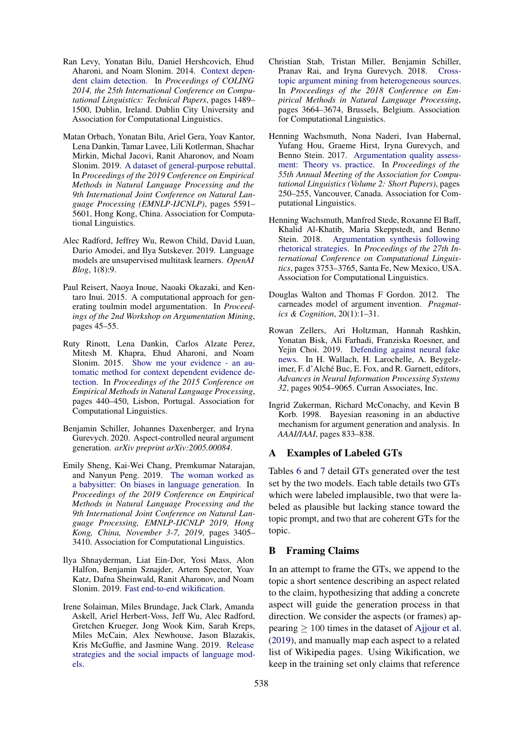Ran Levy, Yonatan Bilu, Daniel Hershcovich, Ehud Aharoni, and Noam Slonim. 2014. Context dependent claim detection. In *Proceedings of COLING 2014, the 25th International Conference on Computational Linguistics: Technical Papers*, pages 1489–1500, Dublin, Ireland. Dublin City University and Association for Computational Linguistics.

Matan Orbach, Yonatan Bilu, Ariel Gera, Yoav Kantor, Lena Dankin, Tamar Lavee, Lili Kotlerman, Shachar Mirkin, Michal Jacovi, Ranit Aharonov, and Noam Slonim. 2019. A dataset of general-purpose rebuttal. In *Proceedings of the 2019 Conference on Empirical Methods in Natural Language Processing and the 9th International Joint Conference on Natural Language Processing (EMNLP-IJCNLP)*, pages 5591–5601, Hong Kong, China. Association for Computational Linguistics.

Alec Radford, Jeffrey Wu, Rewon Child, David Luan, Dario Amodei, and Ilya Sutskever. 2019. Language models are unsupervised multitask learners. *OpenAI Blog*, 1(8):9.

Paul Reisert, Naoya Inoue, Naoaki Okazaki, and Kentaro Inui. 2015. A computational approach for generating toulmin model argumentation. In *Proceedings of the 2nd Workshop on Argumentation Mining*, pages 45–55.

Ruty Rinott, Lena Dankin, Carlos Alzate Perez, Mitesh M. Khapra, Ehud Aharoni, and Noam Slonim. 2015. Show me your evidence - an automatic method for context dependent evidence detection. In *Proceedings of the 2015 Conference on Empirical Methods in Natural Language Processing*, pages 440–450, Lisbon, Portugal. Association for Computational Linguistics.

Benjamin Schiller, Johannes Daxenberger, and Iryna Gurevych. 2020. Aspect-controlled neural argument generation. *arXiv preprint arXiv:2005.00084*.

Emily Sheng, Kai-Wei Chang, Premkumar Natarajan, and Nanyun Peng. 2019. The woman worked as a babysitter: On biases in language generation. In *Proceedings of the 2019 Conference on Empirical Methods in Natural Language Processing and the 9th International Joint Conference on Natural Language Processing, EMNLP-IJCNLP 2019, Hong Kong, China, November 3-7, 2019*, pages 3405–3410. Association for Computational Linguistics.

Ilya Shnayderman, Liat Ein-Dor, Yosi Mass, Alon Halfon, Benjamin Sznajder, Artem Spector, Yoav Katz, Dafna Sheinwald, Ranit Aharonov, and Noam Slonim. 2019. Fast end-to-end wikification.

Irene Solaiman, Miles Brundage, Jack Clark, Amanda Askell, Ariel Herbert-Voss, Jeff Wu, Alec Radford, Gretchen Krueger, Jong Wook Kim, Sarah Kreps, Miles McCain, Alex Newhouse, Jason Blazakis, Kris McGuffie, and Jasmine Wang. 2019. Release strategies and the social impacts of language models.

Christian Stab, Tristan Miller, Benjamin Schiller, Pranav Rai, and Iryna Gurevych. 2018. Cross-topic argument mining from heterogeneous sources. In *Proceedings of the 2018 Conference on Empirical Methods in Natural Language Processing*, pages 3664–3674, Brussels, Belgium. Association for Computational Linguistics.

Henning Wachsmuth, Nona Naderi, Ivan Habernal, Yufang Hou, Graeme Hirst, Iryna Gurevych, and Benno Stein. 2017. Argumentation quality assessment: Theory vs. practice. In *Proceedings of the 55th Annual Meeting of the Association for Computational Linguistics (Volume 2: Short Papers)*, pages 250–255, Vancouver, Canada. Association for Computational Linguistics.

Henning Wachsmuth, Manfred Stede, Roxanne El Baff, Khalid Al-Khatib, Maria Skeppstedt, and Benno Stein. 2018. Argumentation synthesis following rhetorical strategies. In *Proceedings of the 27th International Conference on Computational Linguistics*, pages 3753–3765, Santa Fe, New Mexico, USA. Association for Computational Linguistics.

Douglas Walton and Thomas F Gordon. 2012. The carneades model of argument invention. *Pragmatics & Cognition*, 20(1):1–31.

Rowan Zellers, Ari Holtzman, Hannah Rashkin, Yonatan Bisk, Ali Farhadi, Franziska Roesner, and Yejin Choi. 2019. Defending against neural fake news. In H. Wallach, H. Larochelle, A. Beygelzimer, F. d'Alché Buc, E. Fox, and R. Garnett, editors, *Advances in Neural Information Processing Systems 32*, pages 9054–9065. Curran Associates, Inc.

Ingrid Zukerman, Richard McConachy, and Kevin B Korb. 1998. Bayesian reasoning in an abductive mechanism for argument generation and analysis. In *AAAI/IAAI*, pages 833–838.

## A Examples of Labeled GTs

Tables 6 and 7 detail GTs generated over the test set by the two models. Each table details two GTs which were labeled implausible, two that were labeled as plausible but lacking stance toward the topic prompt, and two that are coherent GTs for the topic.

## B Framing Claims

In an attempt to frame the GTs, we append to the topic a short sentence describing an aspect related to the claim, hypothesizing that adding a concrete aspect will guide the generation process in that direction. We consider the aspects (or frames) appearing $\geq 100$ times in the dataset of Ajjour et al. (2019), and manually map each aspect to a related list of Wikipedia pages. Using Wikification, we keep in the training set only claims that reference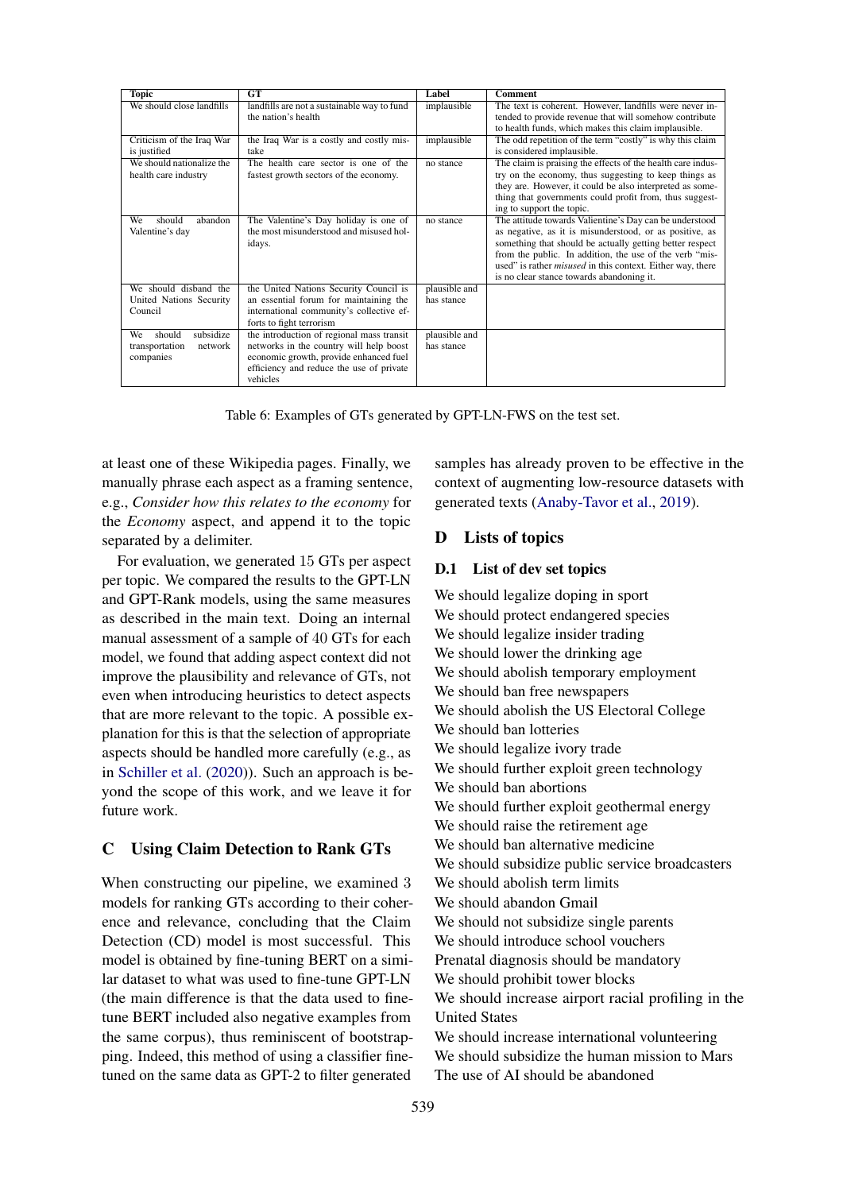| Topic | GT | Label | Comment |
|---|---|---|---|
| We should close landfills | landfills are not a sustainable way to fund the nation's health | implausible | The text is coherent. However, landfills were never intended to provide revenue that will somehow contribute to health funds, which makes this claim implausible. |
| Criticism of the Iraq War is justified | the Iraq War is a costly and costly mistake | implausible | The odd repetition of the term "costly" is why this claim is considered implausible. |
| We should nationalize the health care industry | The health care sector is one of the fastest growth sectors of the economy. | no stance | The claim is praising the effects of the health care industry on the economy, thus suggesting to keep things as they are. However, it could be also interpreted as something that governments could profit from, thus suggesting to support the topic. |
| We should abandon Valentine's day | The Valentine's Day holiday is one of the most misunderstood and misused holidays. | no stance | The attitude towards Valientine's Day can be understood as negative, as it is misunderstood, or as positive, as something that should be actually getting better respect from the public. In addition, the use of the verb "misused" is rather *misused* in this context. Either way, there is no clear stance towards abandoning it. |
| We should disband the United Nations Security Council | the United Nations Security Council is an essential forum for maintaining the international community's collective efforts to fight terrorism | plausible and has stance | |
| We should subsidize transportation network companies | the introduction of regional mass transit networks in the country will help boost economic growth, provide enhanced fuel efficiency and reduce the use of private vehicles | plausible and has stance | |

Table 6: Examples of GTs generated by GPT-LN-FWS on the test set.

at least one of these Wikipedia pages. Finally, we manually phrase each aspect as a framing sentence, e.g., *Consider how this relates to the economy* for the *Economy* aspect, and append it to the topic separated by a delimiter.

For evaluation, we generated 15 GTs per aspect per topic. We compared the results to the GPT-LN and GPT-Rank models, using the same measures as described in the main text. Doing an internal manual assessment of a sample of 40 GTs for each model, we found that adding aspect context did not improve the plausibility and relevance of GTs, not even when introducing heuristics to detect aspects that are more relevant to the topic. A possible explanation for this is that the selection of appropriate aspects should be handled more carefully (e.g., as in Schiller et al. (2020)). Such an approach is beyond the scope of this work, and we leave it for future work.

## C Using Claim Detection to Rank GTs

When constructing our pipeline, we examined 3 models for ranking GTs according to their coherence and relevance, concluding that the Claim Detection (CD) model is most successful. This model is obtained by fine-tuning BERT on a similar dataset to what was used to fine-tune GPT-LN (the main difference is that the data used to fine-tune BERT included also negative examples from the same corpus), thus reminiscent of bootstrapping. Indeed, this method of using a classifier fine-tuned on the same data as GPT-2 to filter generated samples has already proven to be effective in the context of augmenting low-resource datasets with generated texts (Anaby-Tavor et al., 2019).

## D Lists of topics

### D.1 List of dev set topics

We should legalize doping in sport
We should protect endangered species
We should legalize insider trading
We should lower the drinking age
We should abolish temporary employment
We should ban free newspapers
We should abolish the US Electoral College
We should ban lotteries
We should legalize ivory trade
We should further exploit green technology
We should ban abortions
We should further exploit geothermal energy
We should raise the retirement age
We should ban alternative medicine
We should subsidize public service broadcasters
We should abolish term limits
We should abandon Gmail
We should not subsidize single parents
We should introduce school vouchers
Prenatal diagnosis should be mandatory
We should prohibit tower blocks
We should increase airport racial profiling in the United States
We should increase international volunteering
We should subsidize the human mission to Mars
The use of AI should be abandoned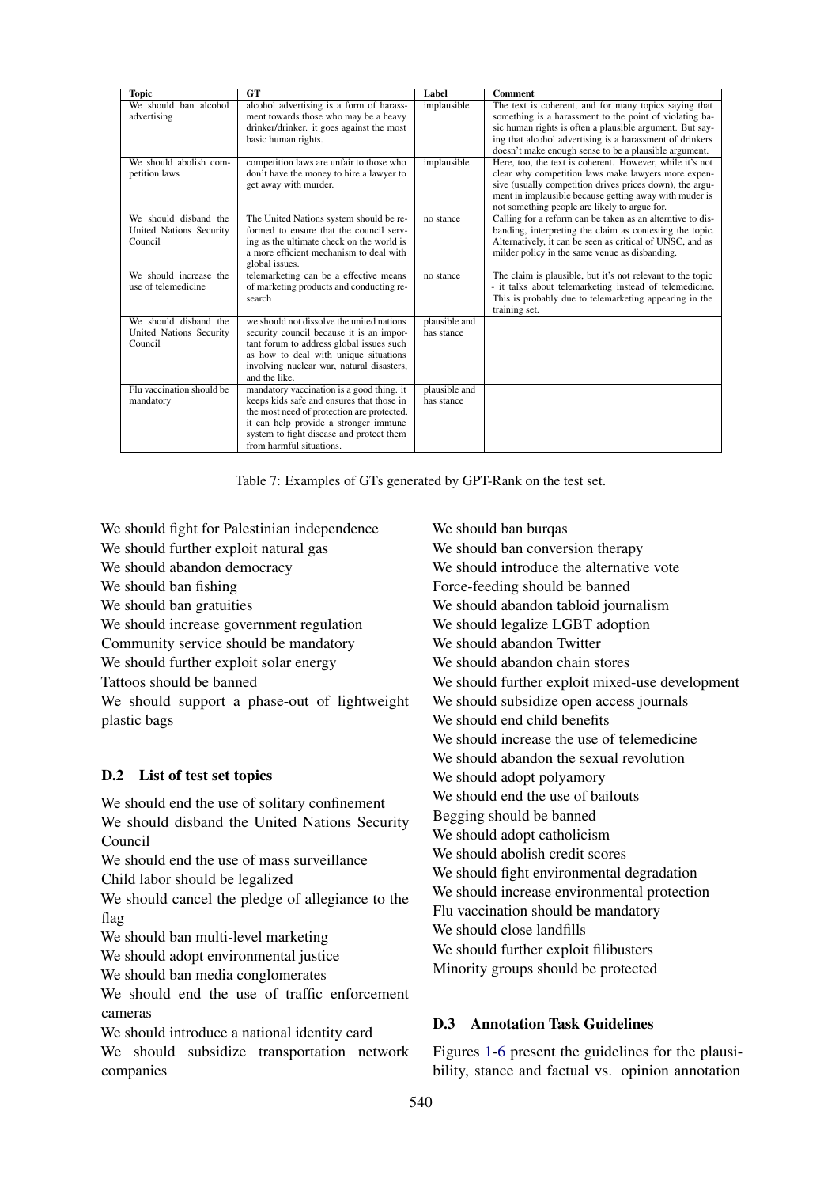| Topic | GT | Label | Comment |
|---|---|---|---|
| We should ban alcohol advertising | alcohol advertising is a form of harassment towards those who may be a heavy drinker/drinker. it goes against the most basic human rights. | implausible | The text is coherent, and for many topics saying that something is a harassment to the point of violating basic human rights is often a plausible argument. But saying that alcohol advertising is a harassment of drinkers doesn't make enough sense to be a plausible argument. |
| We should abolish competition laws | competition laws are unfair to those who don't have the money to hire a lawyer to get away with murder. | implausible | Here, too, the text is coherent. However, while it's not clear why competition laws make lawyers more expensive (usually competition drives prices down), the argument in implausible because getting away with muder is not something people are likely to argue for. |
| We should disband the United Nations Security Council | The United Nations system should be reformed to ensure that the council serving as the ultimate check on the world is a more efficient mechanism to deal with global issues. | no stance | Calling for a reform can be taken as an alterntive to disbanding, interpreting the claim as contesting the topic. Alternatively, it can be seen as critical of UNSC, and as milder policy in the same venue as disbanding. |
| We should increase the use of telemedicine | telemarketing can be a effective means of marketing products and conducting research | no stance | The claim is plausible, but it's not relevant to the topic - it talks about telemarketing instead of telemedicine. This is probably due to telemarketing appearing in the training set. |
| We should disband the United Nations Security Council | we should not dissolve the united nations security council because it is an important forum to address global issues such as how to deal with unique situations involving nuclear war, natural disasters, and the like. | plausible and has stance | |
| Flu vaccination should be mandatory | mandatory vaccination is a good thing. it keeps kids safe and ensures that those in the most need of protection are protected. it can help provide a stronger immune system to fight disease and protect them from harmful situations. | plausible and has stance | |

Table 7: Examples of GTs generated by GPT-Rank on the test set.

We should fight for Palestinian independence
We should further exploit natural gas
We should abandon democracy
We should ban fishing
We should ban gratuities
We should increase government regulation
Community service should be mandatory
We should further exploit solar energy
Tattoos should be banned
We should support a phase-out of lightweight plastic bags

### D.2 List of test set topics

We should end the use of solitary confinement
We should disband the United Nations Security Council
We should end the use of mass surveillance
Child labor should be legalized
We should cancel the pledge of allegiance to the flag
We should ban multi-level marketing
We should adopt environmental justice
We should ban media conglomerates
We should end the use of traffic enforcement cameras
We should introduce a national identity card
We should subsidize transportation network companies
We should ban burqas
We should ban conversion therapy
We should introduce the alternative vote
Force-feeding should be banned
We should abandon tabloid journalism
We should legalize LGBT adoption
We should abandon Twitter
We should abandon chain stores
We should further exploit mixed-use development
We should subsidize open access journals
We should end child benefits
We should increase the use of telemedicine
We should abandon the sexual revolution
We should adopt polyamory
We should end the use of bailouts
Begging should be banned
We should adopt catholicism
We should abolish credit scores
We should fight environmental degradation
We should increase environmental protection
Flu vaccination should be mandatory
We should close landfills
We should further exploit filibusters
Minority groups should be protected

### D.3 Annotation Task Guidelines

Figures 1-6 present the guidelines for the plausibility, stance and factual vs. opinion annotation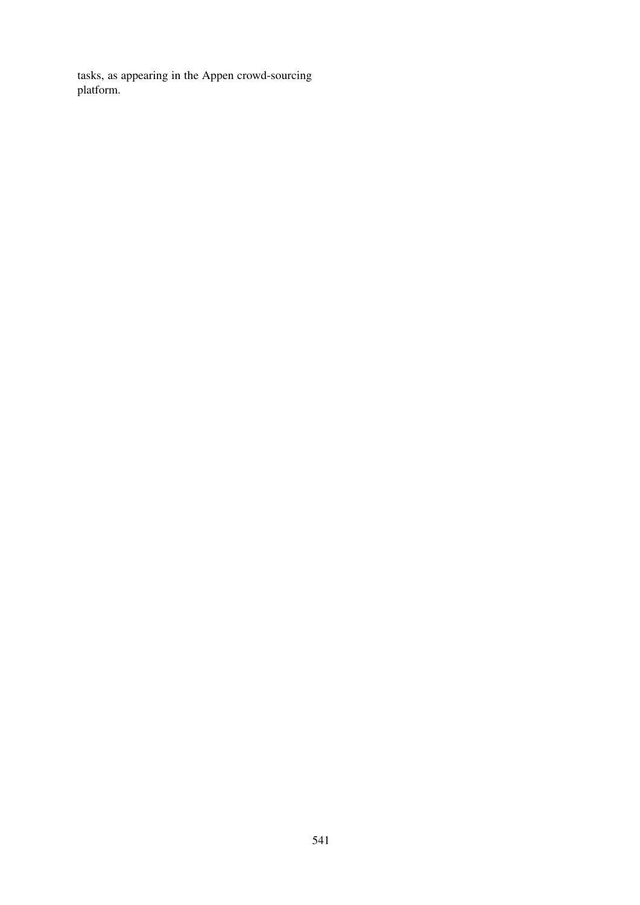tasks, as appearing in the Appen crowd-sourcing platform.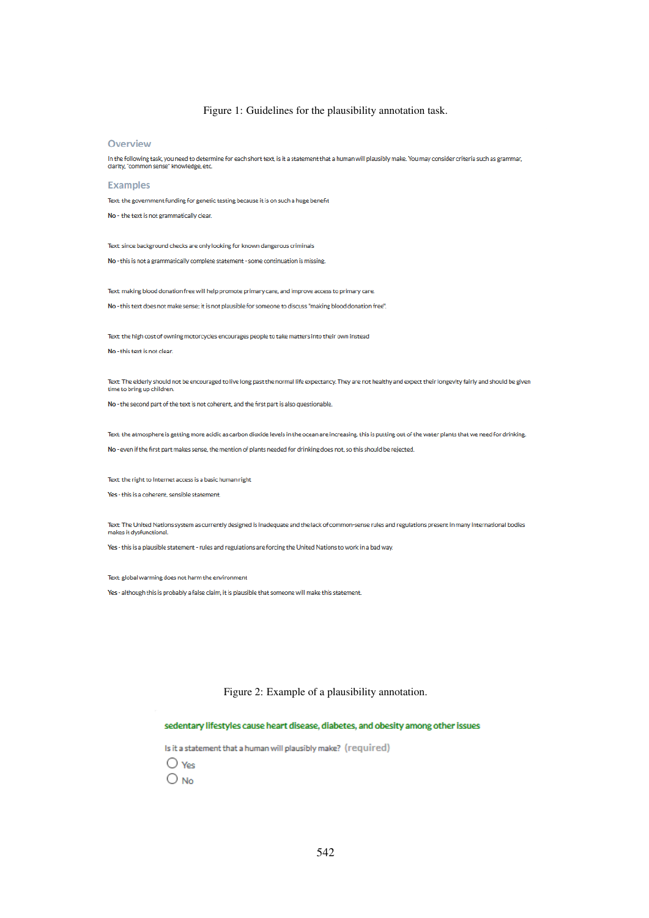Figure 1: Guidelines for the plausibility annotation task.

## Overview

In the following task, you need to determine for each short text, is it a statement that a human will plausibly make. You may consider criteria such as grammar, clarity, "common sense" knowledge, etc.

## Examples

Text: the government funding for genetic testing because it is on such a huge benefit

**No** - the text is not grammatically clear.

Text: since background checks are only looking for known dangerous criminals

**No** - this is not a grammatically complete statement - some continuation is missing.

Text: making blood donation free will help promote primary care, and improve access to primary care.

**No** - this text does not make sense: it is not plausible for someone to discuss "making blood donation free".

Text: the high cost of owning motorcycles encourages people to take matters into their own instead

**No** - this text is not clear.

Text: The elderly should not be encouraged to live long past the normal life expectancy. They are not healthy and expect their longevity fairly and should be given time to bring up children.

**No** - the second part of the text is not coherent, and the first part is also questionable.

Text: the atmosphere is getting more acidic as carbon dioxide levels in the ocean are increasing. this is putting out of the water plants that we need for drinking.

**No** - even if the first part makes sense, the mention of plants needed for drinking does not, so this should be rejected.

Text: the right to Internet access is a basic human right

**Yes** - this is a coherent, sensible statement.

Text: The United Nations system as currently designed is inadequate and the lack of common-sense rules and regulations present in many international bodies makes it dysfunctional.

**Yes** - this is a plausible statement - rules and regulations are forcing the United Nations to work in a bad way.

Text: global warming does not harm the environment

**Yes** - although this is probably a false claim, it is plausible that someone will make this statement.

Figure 2: Example of a plausibility annotation.

sedentary lifestyles cause heart disease, diabetes, and obesity among other issues

Is it a statement that a human will plausibly make? (required)

- Yes
- No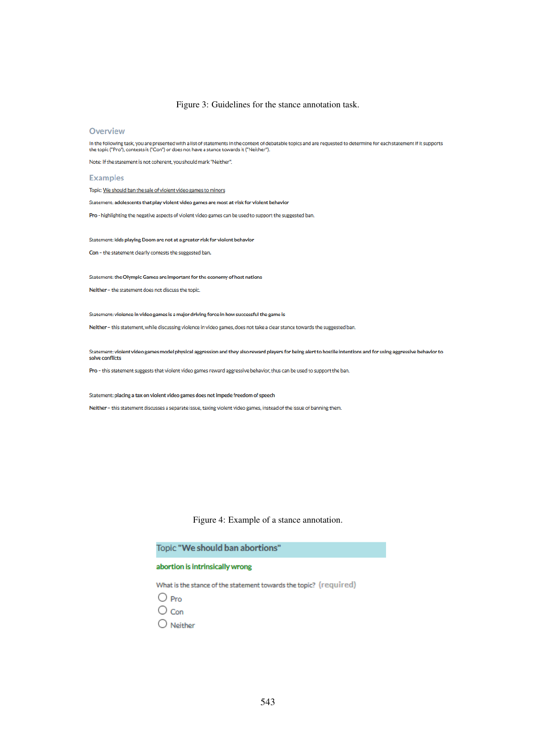Figure 3: Guidelines for the stance annotation task.

## Overview

In the following task, you are presented with a list of statements in the context of debatable topics and are requested to determine for each statement if it supports the topic ("Pro"), contests it ("Con") or does not have a stance towards it ("Neither").

Note: If the statement is not coherent, you should mark "Neither".

## Examples

Topic: We should ban the sale of violent video games to minors

Statement: **adolescents that play violent video games are most at risk for violent behavior**

**Pro** - highlighting the negative aspects of violent video games can be used to support the suggested ban.

Statement: **kids playing Doom are not at a greater risk for violent behavior**

**Con** – the statement clearly contests the suggested ban.

Statement: **the Olympic Games are important for the economy of host nations**

**Neither** – the statement does not discuss the topic.

Statement: **violence in video games is a major driving force in how successful the game is**

**Neither** – this statement, while discussing violence in video games, does not take a clear stance towards the suggested ban.

Statement: **violent video games model physical aggression and they also reward players for being alert to hostile intentions and for using aggressive behavior to solve conflicts**

**Pro** – this statement suggests that violent video games reward aggressive behavior, thus can be used to support the ban.

Statement: **placing a tax on violent video games does not impede freedom of speech**

**Neither** – this statement discusses a separate issue, taxing violent video games, instead of the issue of banning them.

Figure 4: Example of a stance annotation.

Topic **"We should ban abortions"**

**abortion is intrinsically wrong**

What is the stance of the statement towards the topic? (required)

- Pro
- Con
- Neither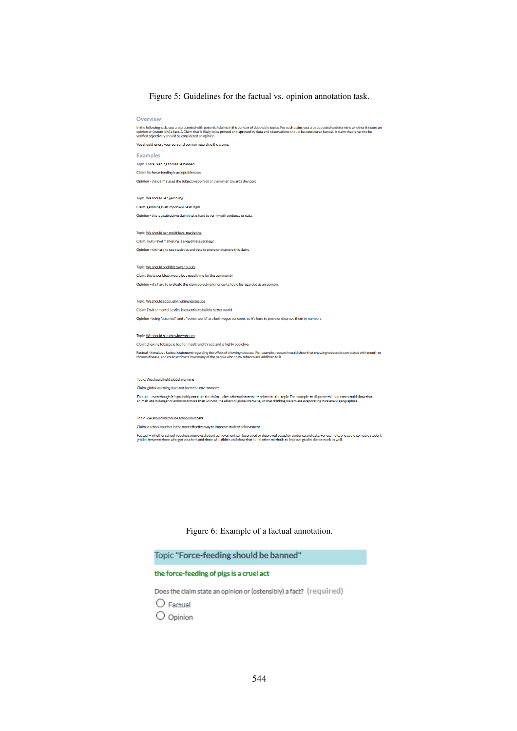Figure 5: Guidelines for the factual vs. opinion annotation task.

**Overview**

In the following task, you are presented with potential claims in the context of debatable topics. For each claim, you are requested to determine whether it states an opinion or (ostensibly) a fact. A Claim that is likely to be proved or disproved by data and observations should be considered factual. A claim that is hard to be verified objectively should be considered an opinion.

You should ignore your personal opinion regarding the claims.

**Examples**

Topic: Force-feeding should be banned

Claim: No force-feeding is acceptable to us

**Opinion** - the claim states the subjective opinion of the writer towards the topic

Topic: We should ban gambling

Claim: gambling is an important basic right

**Opinion** - this is a subjective claim that is hard to verify with evidence or data.

Topic: We should ban multi-level marketing

Claim: multi-level marketing is a legitimate strategy

**Opinion** - it is hard to use statistics and data to prove or disprove this claim.

Topic: We should prohibit tower blocks

Claim: the tower block would be a good thing for the community

**Opinion** – it's hard to evaluate this claim objectively, hence it should be regarded as an opinion.

Topic: We should adopt environmental justice

Claim: Environmental Justice is essential to build a better world

**Opinion** - being "essensial" and a "better world" are both vague concepts, so it's hard to prove or disprove them by numbers.

Topic: We should ban chewing tobacco

Claim: chewing tobacco is bad for mouth and throat, and is highly addictive

**Factual** - it makes a factual statement regarding the effect of chewing tobacco. For example, research could show that chewing tobacco is correlated with mouth or throats disease, and could estimate how many of the people who chew tobacco are addicted to it.

Topic: We should fight global warming

Claim: global warming does not harm the environment

**Factual** – even though it is probably not true, the claim makes a factual statement related to the topic. For example, to disprove this someone could show that animals are in danger of extinction more than without the effect of global warming, or that drinking waters are evaporating in relevant geographies.

Topic: We should introduce school vouchers

Claim: a school voucher is the most effective way to improve student achievement

**Factual** – whether school vouchers improve student achievement can be proved or disproved based on evidence and data. For example, one could compare student grades between those who got vouchers and those who didn't, and show that some other methods to improve grades do not work as well.

Figure 6: Example of a factual annotation.

Topic "Force-feeding should be banned"

the force-feeding of pigs is a cruel act

Does the claim state an opinion or (ostensibly) a fact? (required)

- ○ Factual
- ○ Opinion